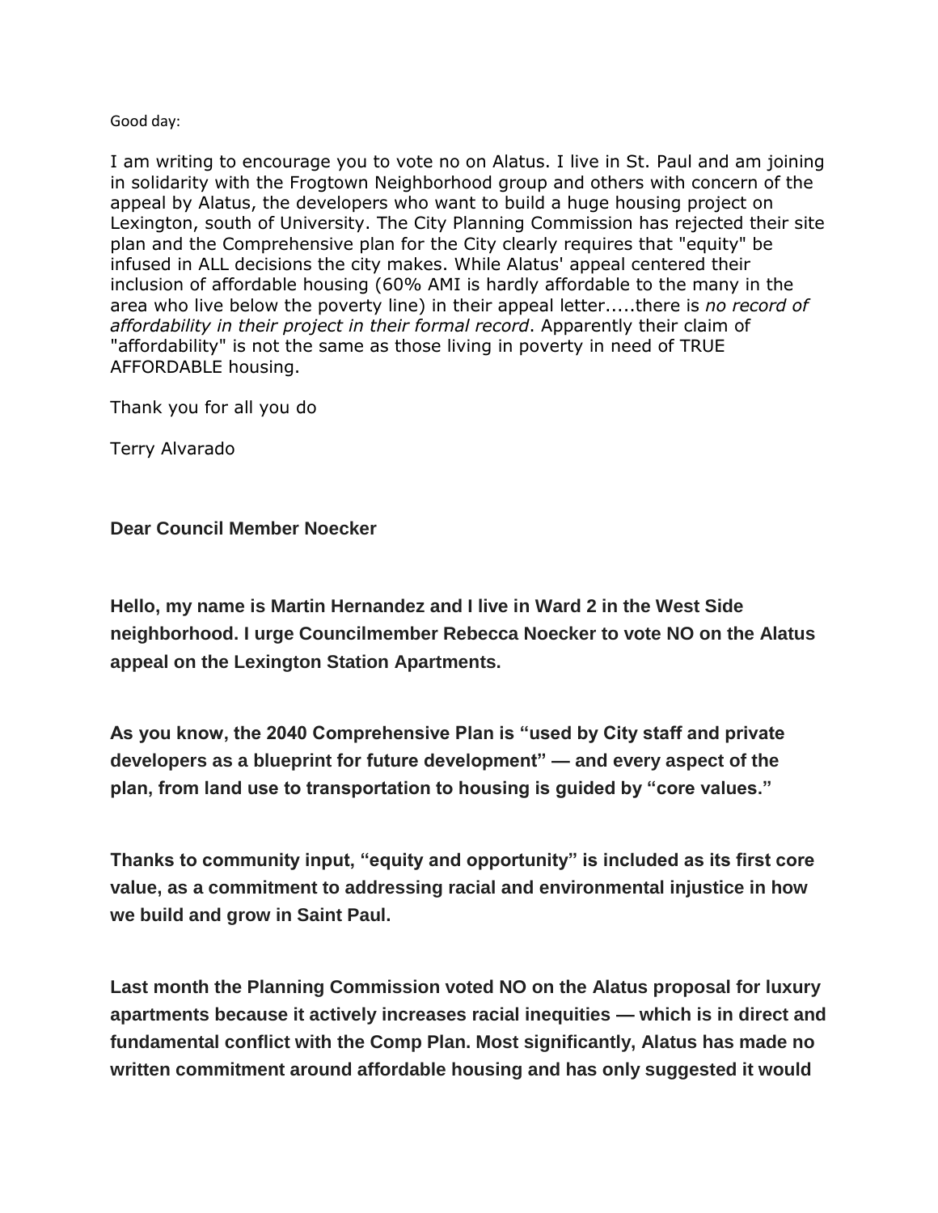Good day:

I am writing to encourage you to vote no on Alatus. I live in St. Paul and am joining in solidarity with the Frogtown Neighborhood group and others with concern of the appeal by Alatus, the developers who want to build a huge housing project on Lexington, south of University. The City Planning Commission has rejected their site plan and the Comprehensive plan for the City clearly requires that "equity" be infused in ALL decisions the city makes. While Alatus' appeal centered their inclusion of affordable housing (60% AMI is hardly affordable to the many in the area who live below the poverty line) in their appeal letter.....there is *no record of affordability in their project in their formal record*. Apparently their claim of "affordability" is not the same as those living in poverty in need of TRUE AFFORDABLE housing.

Thank you for all you do

Terry Alvarado

**Dear Council Member Noecker**

**Hello, my name is Martin Hernandez and I live in Ward 2 in the West Side neighborhood. I urge Councilmember Rebecca Noecker to vote NO on the Alatus appeal on the Lexington Station Apartments.**

**As you know, the 2040 Comprehensive Plan is "used by City staff and private developers as a blueprint for future development" — and every aspect of the plan, from land use to transportation to housing is guided by "core values."**

**Thanks to community input, "equity and opportunity" is included as its first core value, as a commitment to addressing racial and environmental injustice in how we build and grow in Saint Paul.**

**Last month the Planning Commission voted NO on the Alatus proposal for luxury apartments because it actively increases racial inequities — which is in direct and fundamental conflict with the Comp Plan. Most significantly, Alatus has made no written commitment around affordable housing and has only suggested it would**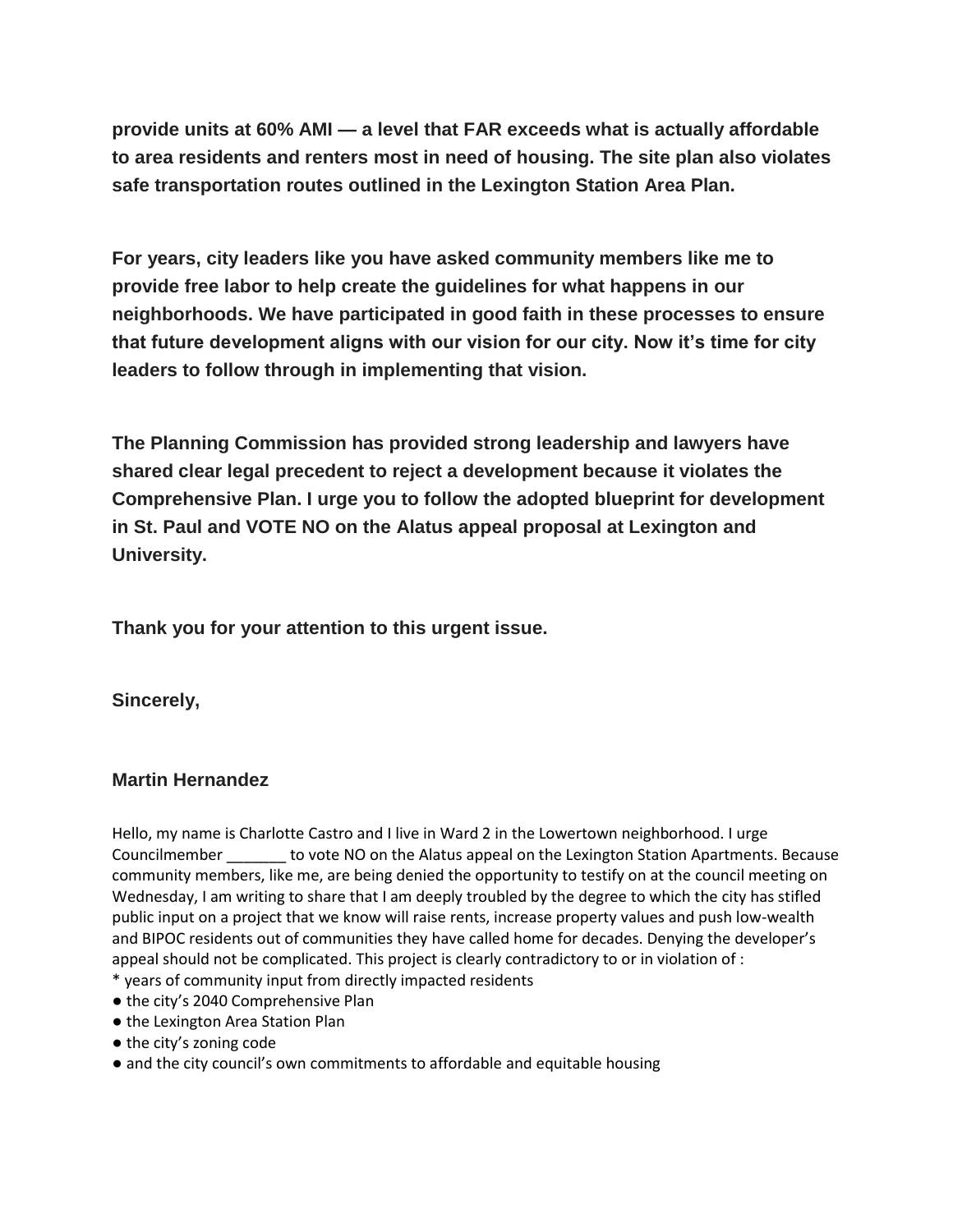**provide units at 60% AMI — a level that FAR exceeds what is actually affordable to area residents and renters most in need of housing. The site plan also violates safe transportation routes outlined in the Lexington Station Area Plan.**

**For years, city leaders like you have asked community members like me to provide free labor to help create the guidelines for what happens in our neighborhoods. We have participated in good faith in these processes to ensure that future development aligns with our vision for our city. Now it's time for city leaders to follow through in implementing that vision.**

**The Planning Commission has provided strong leadership and lawyers have shared clear legal precedent to reject a development because it violates the Comprehensive Plan. I urge you to follow the adopted blueprint for development in St. Paul and VOTE NO on the Alatus appeal proposal at Lexington and University.**

**Thank you for your attention to this urgent issue.**

**Sincerely,**

**Martin Hernandez**

Hello, my name is Charlotte Castro and I live in Ward 2 in the Lowertown neighborhood. I urge Councilmember _______ to vote NO on the Alatus appeal on the Lexington Station Apartments. Because community members, like me, are being denied the opportunity to testify on at the council meeting on Wednesday, I am writing to share that I am deeply troubled by the degree to which the city has stifled public input on a project that we know will raise rents, increase property values and push low-wealth and BIPOC residents out of communities they have called home for decades. Denying the developer's appeal should not be complicated. This project is clearly contradictory to or in violation of :

* years of community input from directly impacted residents
- the city's 2040 Comprehensive Plan
- the Lexington Area Station Plan
- the city's zoning code
- and the city council's own commitments to affordable and equitable housing